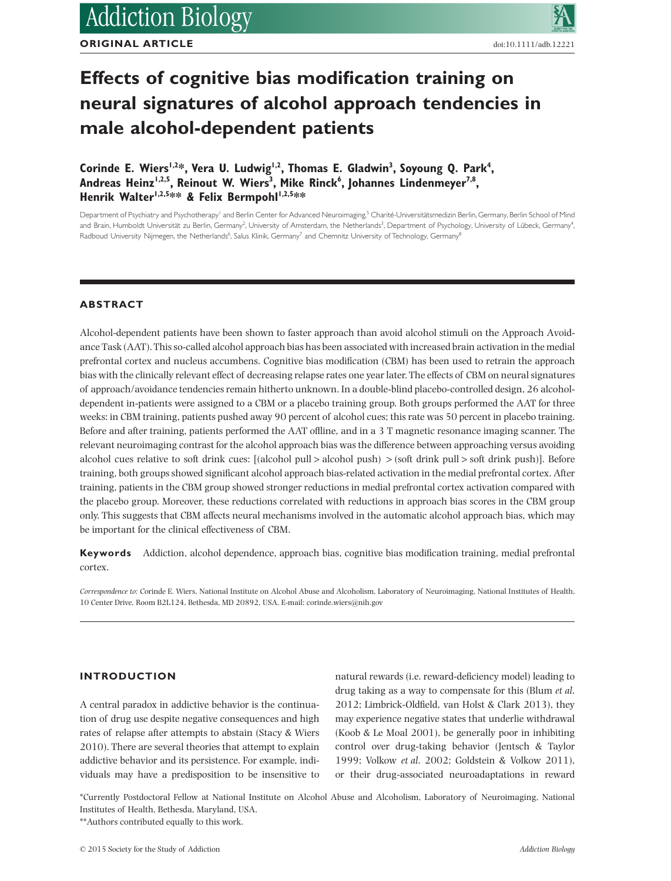ORIGINAL ARTICLE

doi:10.1111/adb.12221

# Effects of cognitive bias modification training on neural signatures of alcohol approach tendencies in male alcohol-dependent patients

**Corinde E. Wiers[1,2]*, Vera U. Ludwig[1,2], Thomas E. Gladwin[3], Soyoung Q. Park[4], Andreas Heinz[1,2,5], Reinout W. Wiers[3], Mike Rinck[6], Johannes Lindenmeyer[7,8], Henrik Walter[1,2,5]** & Felix Bermpohl[1,2,5]****

Department of Psychiatry and Psychotherapy[1] and Berlin Center for Advanced Neuroimaging,[5] Charité-Universitätsmedizin Berlin, Germany, Berlin School of Mind and Brain, Humboldt Universität zu Berlin, Germany[2], University of Amsterdam, the Netherlands[3], Department of Psychology, University of Lübeck, Germany[4], Radboud University Nijmegen, the Netherlands[6], Salus Klinik, Germany[7] and Chemnitz University of Technology, Germany[8]

## ABSTRACT

Alcohol-dependent patients have been shown to faster approach than avoid alcohol stimuli on the Approach Avoidance Task (AAT). This so-called alcohol approach bias has been associated with increased brain activation in the medial prefrontal cortex and nucleus accumbens. Cognitive bias modification (CBM) has been used to retrain the approach bias with the clinically relevant effect of decreasing relapse rates one year later. The effects of CBM on neural signatures of approach/avoidance tendencies remain hitherto unknown. In a double-blind placebo-controlled design, 26 alcohol-dependent in-patients were assigned to a CBM or a placebo training group. Both groups performed the AAT for three weeks: in CBM training, patients pushed away 90 percent of alcohol cues; this rate was 50 percent in placebo training. Before and after training, patients performed the AAT offline, and in a 3 T magnetic resonance imaging scanner. The relevant neuroimaging contrast for the alcohol approach bias was the difference between approaching versus avoiding alcohol cues relative to soft drink cues: [(alcohol pull > alcohol push) > (soft drink pull > soft drink push)]. Before training, both groups showed significant alcohol approach bias-related activation in the medial prefrontal cortex. After training, patients in the CBM group showed stronger reductions in medial prefrontal cortex activation compared with the placebo group. Moreover, these reductions correlated with reductions in approach bias scores in the CBM group only. This suggests that CBM affects neural mechanisms involved in the automatic alcohol approach bias, which may be important for the clinical effectiveness of CBM.

**Keywords** Addiction, alcohol dependence, approach bias, cognitive bias modification training, medial prefrontal cortex.

*Correspondence to:* Corinde E. Wiers, National Institute on Alcohol Abuse and Alcoholism, Laboratory of Neuroimaging, National Institutes of Health, 10 Center Drive, Room B2L124, Bethesda, MD 20892, USA. E-mail: corinde.wiers@nih.gov

## INTRODUCTION

A central paradox in addictive behavior is the continuation of drug use despite negative consequences and high rates of relapse after attempts to abstain (Stacy & Wiers 2010). There are several theories that attempt to explain addictive behavior and its persistence. For example, individuals may have a predisposition to be insensitive to natural rewards (i.e. reward-deficiency model) leading to drug taking as a way to compensate for this (Blum *et al.* 2012; Limbrick-Oldfield, van Holst & Clark 2013), they may experience negative states that underlie withdrawal (Koob & Le Moal 2001), be generally poor in inhibiting control over drug-taking behavior (Jentsch & Taylor 1999; Volkow *et al.* 2002; Goldstein & Volkow 2011), or their drug-associated neuroadaptations in reward

*Currently Postdoctoral Fellow at National Institute on Alcohol Abuse and Alcoholism, Laboratory of Neuroimaging, National Institutes of Health, Bethesda, Maryland, USA.

**Authors contributed equally to this work.

© 2015 Society for the Study of Addiction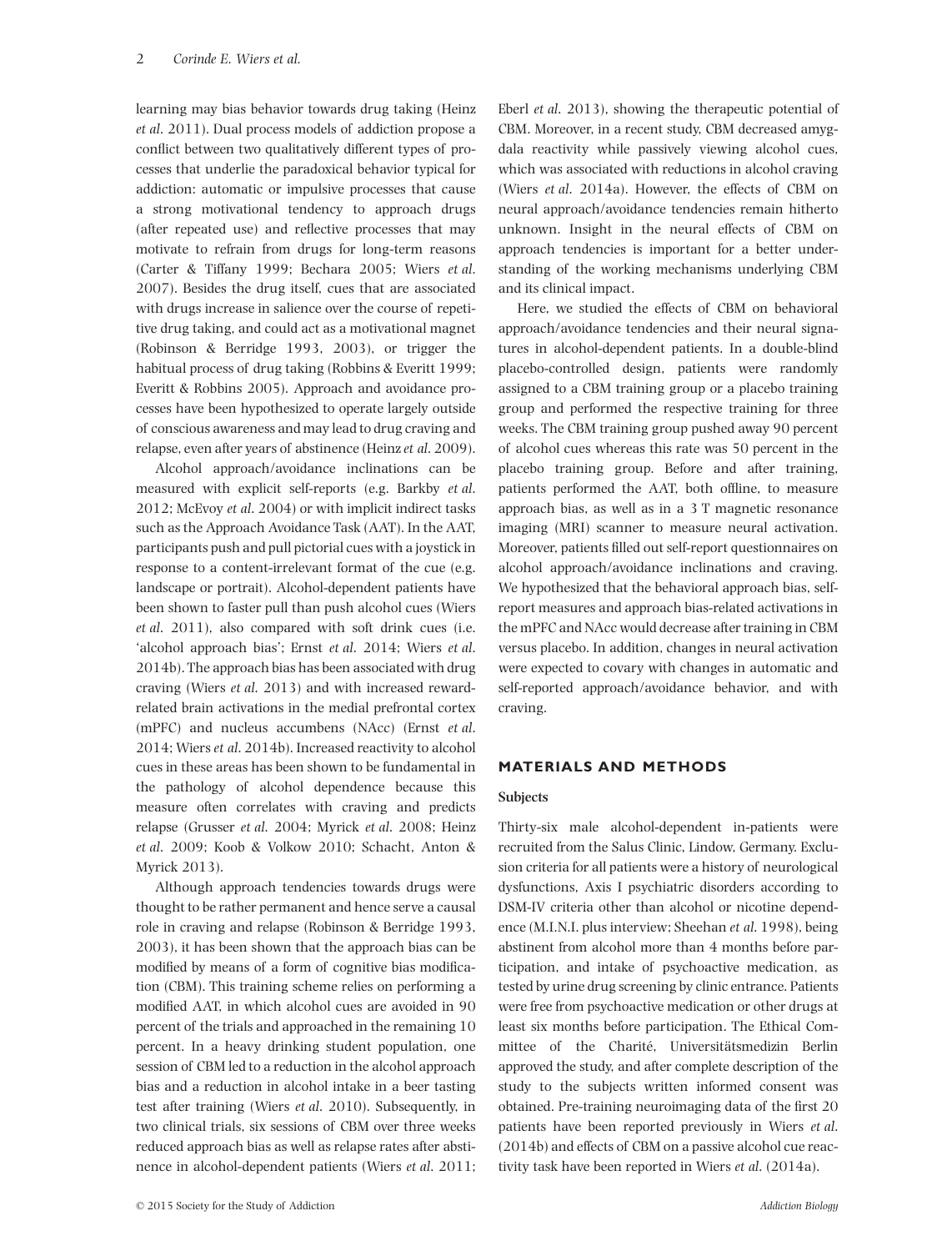learning may bias behavior towards drug taking (Heinz *et al.* 2011). Dual process models of addiction propose a conflict between two qualitatively different types of processes that underlie the paradoxical behavior typical for addiction: automatic or impulsive processes that cause a strong motivational tendency to approach drugs (after repeated use) and reflective processes that may motivate to refrain from drugs for long-term reasons (Carter & Tiffany 1999; Bechara 2005; Wiers *et al.* 2007). Besides the drug itself, cues that are associated with drugs increase in salience over the course of repetitive drug taking, and could act as a motivational magnet (Robinson & Berridge 1993, 2003), or trigger the habitual process of drug taking (Robbins & Everitt 1999; Everitt & Robbins 2005). Approach and avoidance processes have been hypothesized to operate largely outside of conscious awareness and may lead to drug craving and relapse, even after years of abstinence (Heinz *et al.* 2009).

Alcohol approach/avoidance inclinations can be measured with explicit self-reports (e.g. Barkby *et al.* 2012; McEvoy *et al.* 2004) or with implicit indirect tasks such as the Approach Avoidance Task (AAT). In the AAT, participants push and pull pictorial cues with a joystick in response to a content-irrelevant format of the cue (e.g. landscape or portrait). Alcohol-dependent patients have been shown to faster pull than push alcohol cues (Wiers *et al.* 2011), also compared with soft drink cues (i.e. 'alcohol approach bias'; Ernst *et al.* 2014; Wiers *et al.* 2014b). The approach bias has been associated with drug craving (Wiers *et al.* 2013) and with increased reward-related brain activations in the medial prefrontal cortex (mPFC) and nucleus accumbens (NAcc) (Ernst *et al.* 2014; Wiers *et al.* 2014b). Increased reactivity to alcohol cues in these areas has been shown to be fundamental in the pathology of alcohol dependence because this measure often correlates with craving and predicts relapse (Grusser *et al.* 2004; Myrick *et al.* 2008; Heinz *et al.* 2009; Koob & Volkow 2010; Schacht, Anton & Myrick 2013).

Although approach tendencies towards drugs were thought to be rather permanent and hence serve a causal role in craving and relapse (Robinson & Berridge 1993, 2003), it has been shown that the approach bias can be modified by means of a form of cognitive bias modification (CBM). This training scheme relies on performing a modified AAT, in which alcohol cues are avoided in 90 percent of the trials and approached in the remaining 10 percent. In a heavy drinking student population, one session of CBM led to a reduction in the alcohol approach bias and a reduction in alcohol intake in a beer tasting test after training (Wiers *et al.* 2010). Subsequently, in two clinical trials, six sessions of CBM over three weeks reduced approach bias as well as relapse rates after abstinence in alcohol-dependent patients (Wiers *et al.* 2011; Eberl *et al.* 2013), showing the therapeutic potential of CBM. Moreover, in a recent study, CBM decreased amygdala reactivity while passively viewing alcohol cues, which was associated with reductions in alcohol craving (Wiers *et al.* 2014a). However, the effects of CBM on neural approach/avoidance tendencies remain hitherto unknown. Insight in the neural effects of CBM on approach tendencies is important for a better understanding of the working mechanisms underlying CBM and its clinical impact.

Here, we studied the effects of CBM on behavioral approach/avoidance tendencies and their neural signatures in alcohol-dependent patients. In a double-blind placebo-controlled design, patients were randomly assigned to a CBM training group or a placebo training group and performed the respective training for three weeks. The CBM training group pushed away 90 percent of alcohol cues whereas this rate was 50 percent in the placebo training group. Before and after training, patients performed the AAT, both offline, to measure approach bias, as well as in a 3 T magnetic resonance imaging (MRI) scanner to measure neural activation. Moreover, patients filled out self-report questionnaires on alcohol approach/avoidance inclinations and craving. We hypothesized that the behavioral approach bias, self-report measures and approach bias-related activations in the mPFC and NAcc would decrease after training in CBM versus placebo. In addition, changes in neural activation were expected to covary with changes in automatic and self-reported approach/avoidance behavior, and with craving.

## MATERIALS AND METHODS

### Subjects

Thirty-six male alcohol-dependent in-patients were recruited from the Salus Clinic, Lindow, Germany. Exclusion criteria for all patients were a history of neurological dysfunctions, Axis I psychiatric disorders according to DSM-IV criteria other than alcohol or nicotine dependence (M.I.N.I. plus interview; Sheehan *et al.* 1998), being abstinent from alcohol more than 4 months before participation, and intake of psychoactive medication, as tested by urine drug screening by clinic entrance. Patients were free from psychoactive medication or other drugs at least six months before participation. The Ethical Committee of the Charité, Universitätsmedizin Berlin approved the study, and after complete description of the study to the subjects written informed consent was obtained. Pre-training neuroimaging data of the first 20 patients have been reported previously in Wiers *et al.* (2014b) and effects of CBM on a passive alcohol cue reactivity task have been reported in Wiers *et al.* (2014a).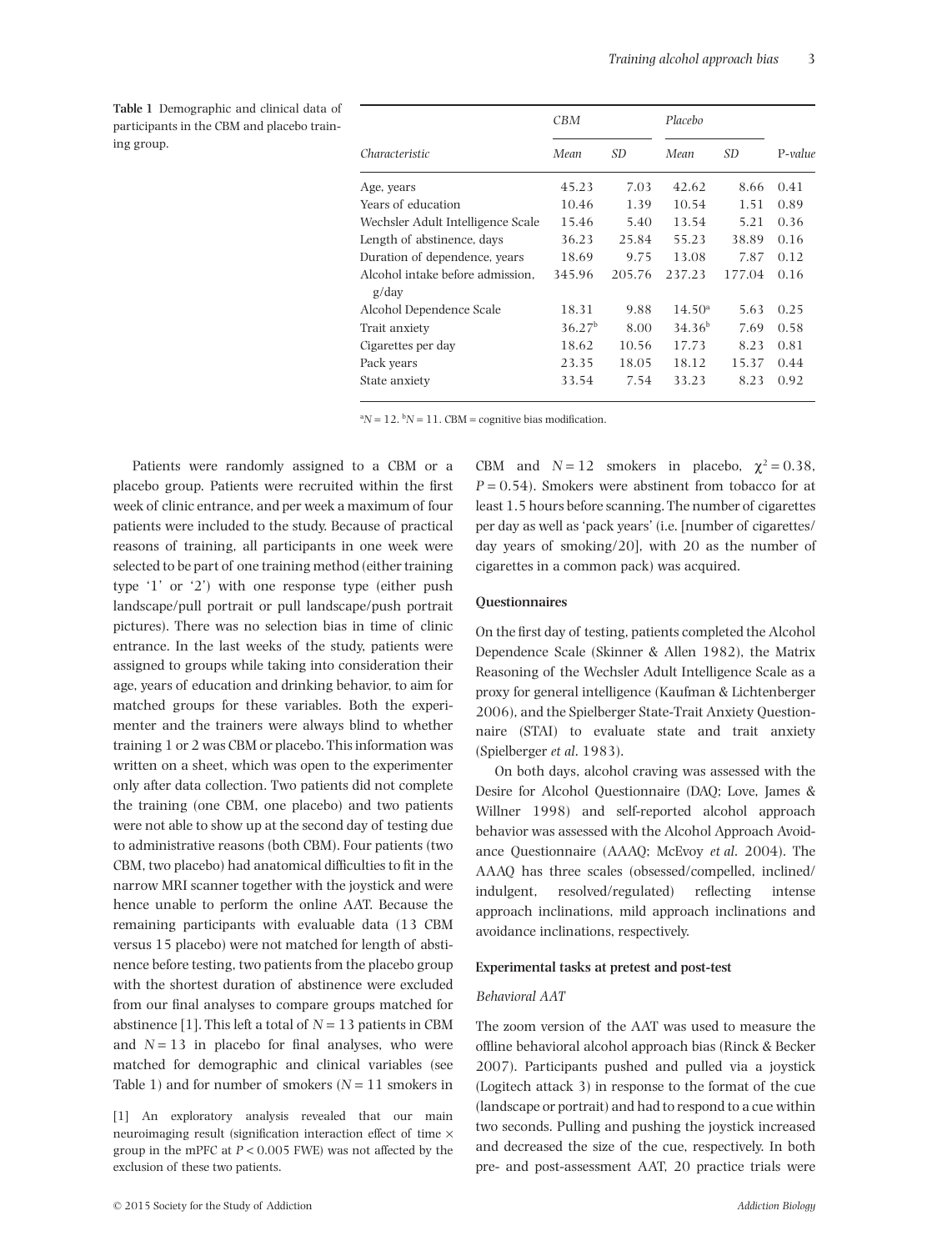**Table 1** Demographic and clinical data of participants in the CBM and placebo training group.

| | *CBM* | | *Placebo* | | |
|---|---|---|---|---|---|
| *Characteristic* | *Mean* | *SD* | *Mean* | *SD* | P*-value* |
| Age, years | 45.23 | 7.03 | 42.62 | 8.66 | 0.41 |
| Years of education | 10.46 | 1.39 | 10.54 | 1.51 | 0.89 |
| Wechsler Adult Intelligence Scale | 15.46 | 5.40 | 13.54 | 5.21 | 0.36 |
| Length of abstinence, days | 36.23 | 25.84 | 55.23 | 38.89 | 0.16 |
| Duration of dependence, years | 18.69 | 9.75 | 13.08 | 7.87 | 0.12 |
| Alcohol intake before admission, g/day | 345.96 | 205.76 | 237.23 | 177.04 | 0.16 |
| Alcohol Dependence Scale | 18.31 | 9.88 | 14.50[a] | 5.63 | 0.25 |
| Trait anxiety | 36.27[b] | 8.00 | 34.36[b] | 7.69 | 0.58 |
| Cigarettes per day | 18.62 | 10.56 | 17.73 | 8.23 | 0.81 |
| Pack years | 23.35 | 18.05 | 18.12 | 15.37 | 0.44 |
| State anxiety | 33.54 | 7.54 | 33.23 | 8.23 | 0.92 |

[a]N = 12. [b]N = 11. CBM = cognitive bias modification.

Patients were randomly assigned to a CBM or a placebo group. Patients were recruited within the first week of clinic entrance, and per week a maximum of four patients were included to the study. Because of practical reasons of training, all participants in one week were selected to be part of one training method (either training type '1' or '2') with one response type (either push landscape/pull portrait or pull landscape/push portrait pictures). There was no selection bias in time of clinic entrance. In the last weeks of the study, patients were assigned to groups while taking into consideration their age, years of education and drinking behavior, to aim for matched groups for these variables. Both the experimenter and the trainers were always blind to whether training 1 or 2 was CBM or placebo. This information was written on a sheet, which was open to the experimenter only after data collection. Two patients did not complete the training (one CBM, one placebo) and two patients were not able to show up at the second day of testing due to administrative reasons (both CBM). Four patients (two CBM, two placebo) had anatomical difficulties to fit in the narrow MRI scanner together with the joystick and were hence unable to perform the online AAT. Because the remaining participants with evaluable data (13 CBM versus 15 placebo) were not matched for length of abstinence before testing, two patients from the placebo group with the shortest duration of abstinence were excluded from our final analyses to compare groups matched for abstinence [1]. This left a total of $N = 13$ patients in CBM and $N = 13$ in placebo for final analyses, who were matched for demographic and clinical variables (see Table 1) and for number of smokers ($N = 11$ smokers in CBM and $N = 12$ smokers in placebo, $\chi^2 = 0.38$, $P = 0.54$). Smokers were abstinent from tobacco for at least 1.5 hours before scanning. The number of cigarettes per day as well as 'pack years' (i.e. [number of cigarettes/day years of smoking/20], with 20 as the number of cigarettes in a common pack) was acquired.

[1] An exploratory analysis revealed that our main neuroimaging result (signification interaction effect of time × group in the mPFC at $P < 0.005$ FWE) was not affected by the exclusion of these two patients.

### Questionnaires

On the first day of testing, patients completed the Alcohol Dependence Scale (Skinner & Allen 1982), the Matrix Reasoning of the Wechsler Adult Intelligence Scale as a proxy for general intelligence (Kaufman & Lichtenberger 2006), and the Spielberger State-Trait Anxiety Questionnaire (STAI) to evaluate state and trait anxiety (Spielberger *et al*. 1983).

On both days, alcohol craving was assessed with the Desire for Alcohol Questionnaire (DAQ; Love, James & Willner 1998) and self-reported alcohol approach behavior was assessed with the Alcohol Approach Avoidance Questionnaire (AAAQ; McEvoy *et al*. 2004). The AAAQ has three scales (obsessed/compelled, inclined/indulgent, resolved/regulated) reflecting intense approach inclinations, mild approach inclinations and avoidance inclinations, respectively.

### Experimental tasks at pretest and post-test

#### *Behavioral AAT*

The zoom version of the AAT was used to measure the offline behavioral alcohol approach bias (Rinck & Becker 2007). Participants pushed and pulled via a joystick (Logitech attack 3) in response to the format of the cue (landscape or portrait) and had to respond to a cue within two seconds. Pulling and pushing the joystick increased and decreased the size of the cue, respectively. In both pre- and post-assessment AAT, 20 practice trials were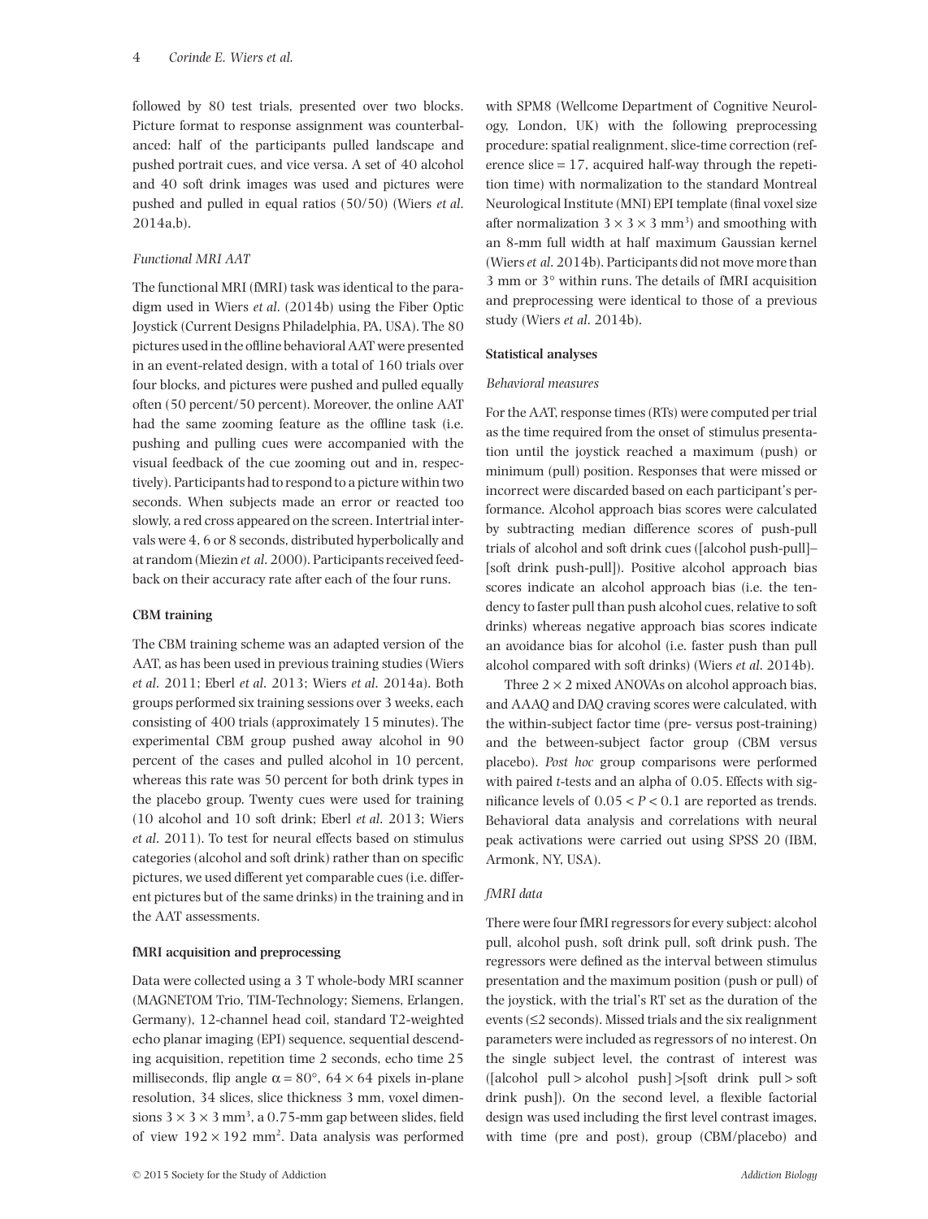followed by 80 test trials, presented over two blocks. Picture format to response assignment was counterbalanced: half of the participants pulled landscape and pushed portrait cues, and vice versa. A set of 40 alcohol and 40 soft drink images was used and pictures were pushed and pulled in equal ratios (50/50) (Wiers *et al.* 2014a,b).

*Functional MRI AAT*

The functional MRI (fMRI) task was identical to the paradigm used in Wiers *et al.* (2014b) using the Fiber Optic Joystick (Current Designs Philadelphia, PA, USA). The 80 pictures used in the offline behavioral AAT were presented in an event-related design, with a total of 160 trials over four blocks, and pictures were pushed and pulled equally often (50 percent/50 percent). Moreover, the online AAT had the same zooming feature as the offline task (i.e. pushing and pulling cues were accompanied with the visual feedback of the cue zooming out and in, respectively). Participants had to respond to a picture within two seconds. When subjects made an error or reacted too slowly, a red cross appeared on the screen. Intertrial intervals were 4, 6 or 8 seconds, distributed hyperbolically and at random (Miezin *et al.* 2000). Participants received feedback on their accuracy rate after each of the four runs.

**CBM training**

The CBM training scheme was an adapted version of the AAT, as has been used in previous training studies (Wiers *et al.* 2011; Eberl *et al.* 2013; Wiers *et al.* 2014a). Both groups performed six training sessions over 3 weeks, each consisting of 400 trials (approximately 15 minutes). The experimental CBM group pushed away alcohol in 90 percent of the cases and pulled alcohol in 10 percent, whereas this rate was 50 percent for both drink types in the placebo group. Twenty cues were used for training (10 alcohol and 10 soft drink; Eberl *et al.* 2013; Wiers *et al.* 2011). To test for neural effects based on stimulus categories (alcohol and soft drink) rather than on specific pictures, we used different yet comparable cues (i.e. different pictures but of the same drinks) in the training and in the AAT assessments.

**fMRI acquisition and preprocessing**

Data were collected using a 3 T whole-body MRI scanner (MAGNETOM Trio, TIM-Technology; Siemens, Erlangen, Germany), 12-channel head coil, standard T2-weighted echo planar imaging (EPI) sequence, sequential descending acquisition, repetition time 2 seconds, echo time 25 milliseconds, flip angle $\alpha = 80°$, $64 \times 64$ pixels in-plane resolution, 34 slices, slice thickness 3 mm, voxel dimensions $3 \times 3 \times 3$ mm$^3$, a 0.75-mm gap between slides, field of view $192 \times 192$ mm$^2$. Data analysis was performed with SPM8 (Wellcome Department of Cognitive Neurology, London, UK) with the following preprocessing procedure: spatial realignment, slice-time correction (reference slice = 17, acquired half-way through the repetition time) with normalization to the standard Montreal Neurological Institute (MNI) EPI template (final voxel size after normalization $3 \times 3 \times 3$ mm$^3$) and smoothing with an 8-mm full width at half maximum Gaussian kernel (Wiers *et al.* 2014b). Participants did not move more than 3 mm or 3° within runs. The details of fMRI acquisition and preprocessing were identical to those of a previous study (Wiers *et al.* 2014b).

**Statistical analyses**

*Behavioral measures*

For the AAT, response times (RTs) were computed per trial as the time required from the onset of stimulus presentation until the joystick reached a maximum (push) or minimum (pull) position. Responses that were missed or incorrect were discarded based on each participant's performance. Alcohol approach bias scores were calculated by subtracting median difference scores of push-pull trials of alcohol and soft drink cues ([alcohol push-pull]–[soft drink push-pull]). Positive alcohol approach bias scores indicate an alcohol approach bias (i.e. the tendency to faster pull than push alcohol cues, relative to soft drinks) whereas negative approach bias scores indicate an avoidance bias for alcohol (i.e. faster push than pull alcohol compared with soft drinks) (Wiers *et al.* 2014b).

Three $2 \times 2$ mixed ANOVAs on alcohol approach bias, and AAAQ and DAQ craving scores were calculated, with the within-subject factor time (pre- versus post-training) and the between-subject factor group (CBM versus placebo). *Post hoc* group comparisons were performed with paired *t*-tests and an alpha of 0.05. Effects with significance levels of $0.05 < P < 0.1$ are reported as trends. Behavioral data analysis and correlations with neural peak activations were carried out using SPSS 20 (IBM, Armonk, NY, USA).

*fMRI data*

There were four fMRI regressors for every subject: alcohol pull, alcohol push, soft drink pull, soft drink push. The regressors were defined as the interval between stimulus presentation and the maximum position (push or pull) of the joystick, with the trial's RT set as the duration of the events (≤2 seconds). Missed trials and the six realignment parameters were included as regressors of no interest. On the single subject level, the contrast of interest was ([alcohol pull > alcohol push] >[soft drink pull > soft drink push]). On the second level, a flexible factorial design was used including the first level contrast images, with time (pre and post), group (CBM/placebo) and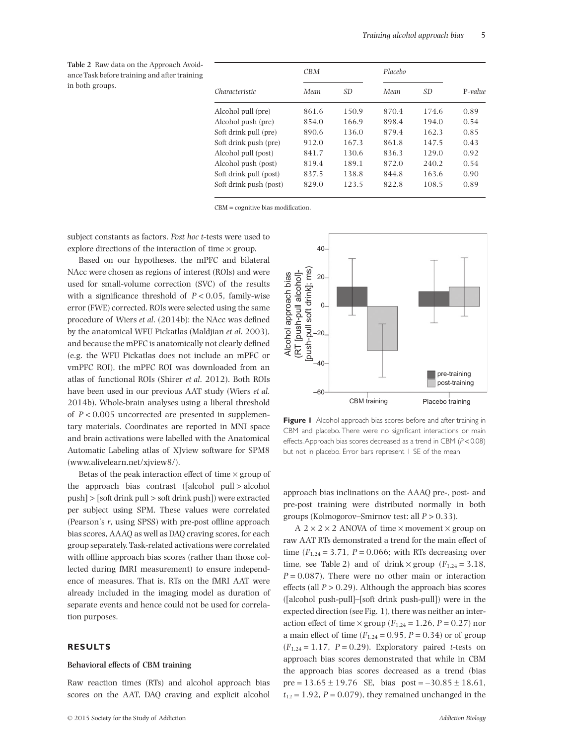**Table 2** Raw data on the Approach Avoidance Task before training and after training in both groups.

| | CBM | | Placebo | | |
|---|---|---|---|---|---|
| *Characteristic* | *Mean* | *SD* | *Mean* | *SD* | *P-value* |
| Alcohol pull (pre) | 861.6 | 150.9 | 870.4 | 174.6 | 0.89 |
| Alcohol push (pre) | 854.0 | 166.9 | 898.4 | 194.0 | 0.54 |
| Soft drink pull (pre) | 890.6 | 136.0 | 879.4 | 162.3 | 0.85 |
| Soft drink push (pre) | 912.0 | 167.3 | 861.8 | 147.5 | 0.43 |
| Alcohol pull (post) | 841.7 | 130.6 | 836.3 | 129.0 | 0.92 |
| Alcohol push (post) | 819.4 | 189.1 | 872.0 | 240.2 | 0.54 |
| Soft drink pull (post) | 837.5 | 138.8 | 844.8 | 163.6 | 0.90 |
| Soft drink push (post) | 829.0 | 123.5 | 822.8 | 108.5 | 0.89 |

CBM = cognitive bias modification.

subject constants as factors. *Post hoc* *t*-tests were used to explore directions of the interaction of time × group.

Based on our hypotheses, the mPFC and bilateral NAcc were chosen as regions of interest (ROIs) and were used for small-volume correction (SVC) of the results with a significance threshold of $P < 0.05$, family-wise error (FWE) corrected. ROIs were selected using the same procedure of Wiers *et al.* (2014b): the NAcc was defined by the anatomical WFU Pickatlas (Maldjian *et al.* 2003), and because the mPFC is anatomically not clearly defined (e.g. the WFU Pickatlas does not include an mPFC or vmPFC ROI), the mPFC ROI was downloaded from an atlas of functional ROIs (Shirer *et al.* 2012). Both ROIs have been used in our previous AAT study (Wiers *et al.* 2014b). Whole-brain analyses using a liberal threshold of $P < 0.005$ uncorrected are presented in supplementary materials. Coordinates are reported in MNI space and brain activations were labelled with the Anatomical Automatic Labeling atlas of XJview software for SPM8 (www.alivelearn.net/xjview8/).

Betas of the peak interaction effect of time × group of the approach bias contrast ([alcohol pull > alcohol push] > [soft drink pull > soft drink push]) were extracted per subject using SPM. These values were correlated (Pearson's *r*, using SPSS) with pre-post offline approach bias scores, AAAQ as well as DAQ craving scores, for each group separately. Task-related activations were correlated with offline approach bias scores (rather than those collected during fMRI measurement) to ensure independence of measures. That is, RTs on the fMRI AAT were already included in the imaging model as duration of separate events and hence could not be used for correlation purposes.

## RESULTS

### Behavioral effects of CBM training

Raw reaction times (RTs) and alcohol approach bias scores on the AAT, DAQ craving and explicit alcohol approach bias inclinations on the AAAQ pre-, post- and pre-post training were distributed normally in both groups (Kolmogorov–Smirnov test: all $P > 0.33$).

**Figure 1** Alcohol approach bias scores before and after training in CBM and placebo. There were no significant interactions or main effects. Approach bias scores decreased as a trend in CBM ($P < 0.08$) but not in placebo. Error bars represent 1 SE of the mean

A 2 × 2 × 2 ANOVA of time × movement × group on raw AAT RTs demonstrated a trend for the main effect of time ($F_{1,24} = 3.71$, $P = 0.066$; with RTs decreasing over time, see Table 2) and of drink × group ($F_{1,24} = 3.18$, $P = 0.087$). There were no other main or interaction effects (all $P > 0.29$). Although the approach bias scores ([alcohol push-pull]–[soft drink push-pull]) were in the expected direction (see Fig. 1), there was neither an interaction effect of time × group ($F_{1,24} = 1.26$, $P = 0.27$) nor a main effect of time ($F_{1,24} = 0.95$, $P = 0.34$) or of group ($F_{1,24} = 1.17$, $P = 0.29$). Exploratory paired *t*-tests on approach bias scores demonstrated that while in CBM the approach bias scores decreased as a trend (bias pre = 13.65 ± 19.76 SE, bias post = −30.85 ± 18.61, $t_{12} = 1.92$, $P = 0.079$), they remained unchanged in the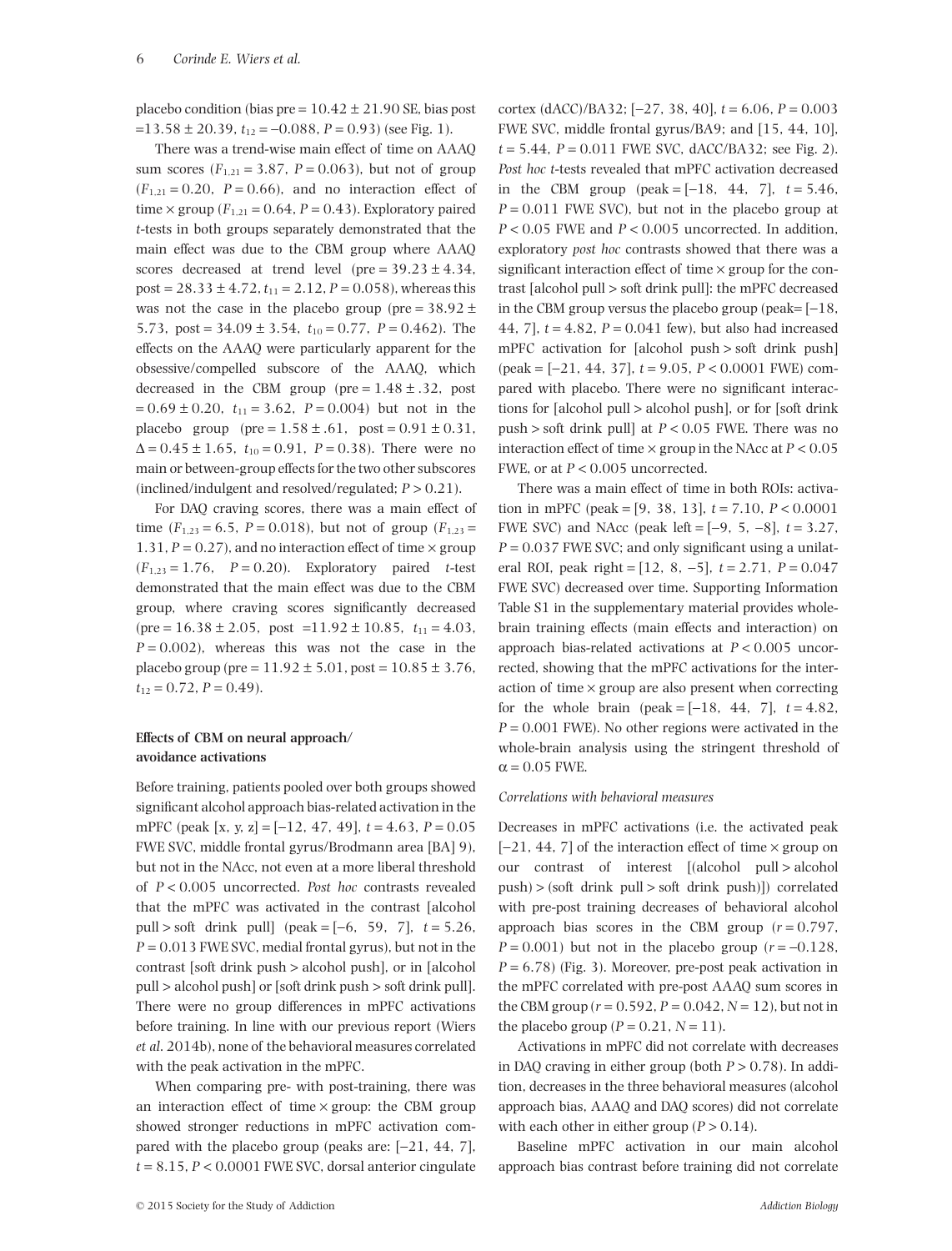placebo condition (bias pre = 10.42 ± 21.90 SE, bias post =13.58 ± 20.39, $t_{12}$ = −0.088, $P$ = 0.93) (see Fig. 1).

There was a trend-wise main effect of time on AAAQ sum scores ($F_{1,21}$ = 3.87, $P$ = 0.063), but not of group ($F_{1,21}$ = 0.20, $P$ = 0.66), and no interaction effect of time × group ($F_{1,21}$ = 0.64, $P$ = 0.43). Exploratory paired $t$-tests in both groups separately demonstrated that the main effect was due to the CBM group where AAAQ scores decreased at trend level (pre = 39.23 ± 4.34, post = 28.33 ± 4.72, $t_{11}$ = 2.12, $P$ = 0.058), whereas this was not the case in the placebo group (pre = 38.92 ± 5.73, post = 34.09 ± 3.54, $t_{10}$ = 0.77, $P$ = 0.462). The effects on the AAAQ were particularly apparent for the obsessive/compelled subscore of the AAAQ, which decreased in the CBM group (pre = 1.48 ± .32, post = 0.69 ± 0.20, $t_{11}$ = 3.62, $P$ = 0.004) but not in the placebo group (pre = 1.58 ± .61, post = 0.91 ± 0.31, Δ = 0.45 ± 1.65, $t_{10}$ = 0.91, $P$ = 0.38). There were no main or between-group effects for the two other subscores (inclined/indulgent and resolved/regulated; $P$ > 0.21).

For DAQ craving scores, there was a main effect of time ($F_{1,23}$ = 6.5, $P$ = 0.018), but not of group ($F_{1,23}$ = 1.31, $P$ = 0.27), and no interaction effect of time × group ($F_{1,23}$ = 1.76, $P$ = 0.20). Exploratory paired $t$-test demonstrated that the main effect was due to the CBM group, where craving scores significantly decreased (pre = 16.38 ± 2.05, post =11.92 ± 10.85, $t_{11}$ = 4.03, $P$ = 0.002), whereas this was not the case in the placebo group (pre = 11.92 ± 5.01, post = 10.85 ± 3.76, $t_{12}$ = 0.72, $P$ = 0.49).

### Effects of CBM on neural approach/avoidance activations

Before training, patients pooled over both groups showed significant alcohol approach bias-related activation in the mPFC (peak [x, y, z] = [−12, 47, 49], $t$ = 4.63, $P$ = 0.05 FWE SVC, middle frontal gyrus/Brodmann area [BA] 9), but not in the NAcc, not even at a more liberal threshold of $P$ < 0.005 uncorrected. *Post hoc* contrasts revealed that the mPFC was activated in the contrast [alcohol pull > soft drink pull] (peak = [−6, 59, 7], $t$ = 5.26, $P$ = 0.013 FWE SVC, medial frontal gyrus), but not in the contrast [soft drink push > alcohol push], or in [alcohol pull > alcohol push] or [soft drink push > soft drink pull]. There were no group differences in mPFC activations before training. In line with our previous report (Wiers *et al*. 2014b), none of the behavioral measures correlated with the peak activation in the mPFC.

When comparing pre- with post-training, there was an interaction effect of time × group: the CBM group showed stronger reductions in mPFC activation compared with the placebo group (peaks are: [−21, 44, 7], $t$ = 8.15, $P$ < 0.0001 FWE SVC, dorsal anterior cingulate cortex (dACC)/BA32; [−27, 38, 40], $t$ = 6.06, $P$ = 0.003 FWE SVC, middle frontal gyrus/BA9; and [15, 44, 10], $t$ = 5.44, $P$ = 0.011 FWE SVC, dACC/BA32; see Fig. 2). *Post hoc* $t$-tests revealed that mPFC activation decreased in the CBM group (peak = [−18, 44, 7], $t$ = 5.46, $P$ = 0.011 FWE SVC), but not in the placebo group at $P$ < 0.05 FWE and $P$ < 0.005 uncorrected. In addition, exploratory *post hoc* contrasts showed that there was a significant interaction effect of time × group for the contrast [alcohol pull > soft drink pull]: the mPFC decreased in the CBM group versus the placebo group (peak= [−18, 44, 7], $t$ = 4.82, $P$ = 0.041 few), but also had increased mPFC activation for [alcohol push > soft drink push] (peak = [−21, 44, 37], $t$ = 9.05, $P$ < 0.0001 FWE) compared with placebo. There were no significant interactions for [alcohol pull > alcohol push], or for [soft drink push > soft drink pull] at $P$ < 0.05 FWE. There was no interaction effect of time × group in the NAcc at $P$ < 0.05 FWE, or at $P$ < 0.005 uncorrected.

There was a main effect of time in both ROIs: activation in mPFC (peak = [9, 38, 13], $t$ = 7.10, $P$ < 0.0001 FWE SVC) and NAcc (peak left = [−9, 5, −8], $t$ = 3.27, $P$ = 0.037 FWE SVC; and only significant using a unilateral ROI, peak right = [12, 8, −5], $t$ = 2.71, $P$ = 0.047 FWE SVC) decreased over time. Supporting Information Table S1 in the supplementary material provides whole-brain training effects (main effects and interaction) on approach bias-related activations at $P$ < 0.005 uncorrected, showing that the mPFC activations for the interaction of time × group are also present when correcting for the whole brain (peak = [−18, 44, 7], $t$ = 4.82, $P$ = 0.001 FWE). No other regions were activated in the whole-brain analysis using the stringent threshold of $\alpha$ = 0.05 FWE.

#### *Correlations with behavioral measures*

Decreases in mPFC activations (i.e. the activated peak [−21, 44, 7] of the interaction effect of time × group on our contrast of interest [(alcohol pull > alcohol push) > (soft drink pull > soft drink push)]) correlated with pre-post training decreases of behavioral alcohol approach bias scores in the CBM group ($r$ = 0.797, $P$ = 0.001) but not in the placebo group ($r$ = −0.128, $P$ = 6.78) (Fig. 3). Moreover, pre-post peak activation in the mPFC correlated with pre-post AAAQ sum scores in the CBM group ($r$ = 0.592, $P$ = 0.042, $N$ = 12), but not in the placebo group ($P$ = 0.21, $N$ = 11).

Activations in mPFC did not correlate with decreases in DAQ craving in either group (both $P$ > 0.78). In addition, decreases in the three behavioral measures (alcohol approach bias, AAAQ and DAQ scores) did not correlate with each other in either group ($P$ > 0.14).

Baseline mPFC activation in our main alcohol approach bias contrast before training did not correlate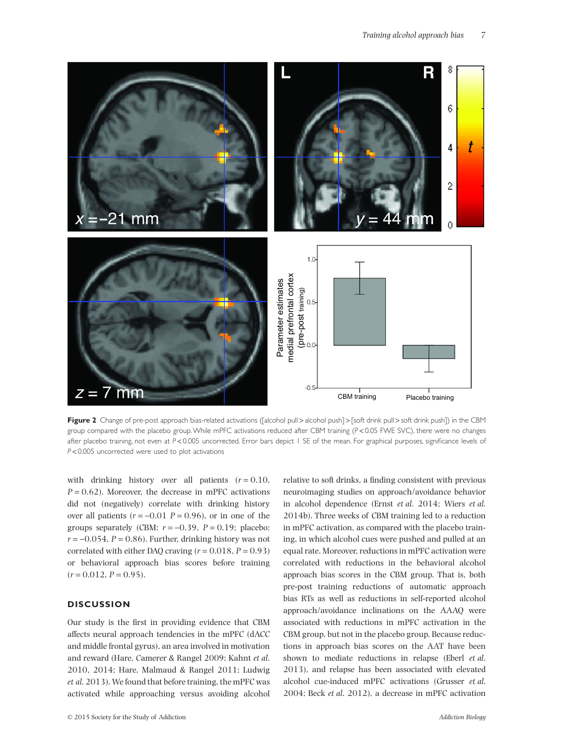**Figure 2** Change of pre-post approach bias-related activations ([alcohol pull > alcohol push] > [soft drink pull > soft drink push]) in the CBM group compared with the placebo group. While mPFC activations reduced after CBM training ($P < 0.05$ FWE SVC), there were no changes after placebo training, not even at $P < 0.005$ uncorrected. Error bars depict 1 SE of the mean. For graphical purposes, significance levels of $P < 0.005$ uncorrected were used to plot activations

with drinking history over all patients ($r = 0.10$, $P = 0.62$). Moreover, the decrease in mPFC activations did not (negatively) correlate with drinking history over all patients ($r = -0.01$ $P = 0.96$), or in one of the groups separately (CBM: $r = -0.39$, $P = 0.19$; placebo: $r = -0.054$, $P = 0.86$). Further, drinking history was not correlated with either DAQ craving ($r = 0.018$, $P = 0.93$) or behavioral approach bias scores before training ($r = 0.012$, $P = 0.95$).

## DISCUSSION

Our study is the first in providing evidence that CBM affects neural approach tendencies in the mPFC (dACC and middle frontal gyrus), an area involved in motivation and reward (Hare, Camerer & Rangel 2009; Kahnt *et al.* 2010, 2014; Hare, Malmaud & Rangel 2011; Ludwig *et al.* 2013). We found that before training, the mPFC was activated while approaching versus avoiding alcohol relative to soft drinks, a finding consistent with previous neuroimaging studies on approach/avoidance behavior in alcohol dependence (Ernst *et al.* 2014; Wiers *et al.* 2014b). Three weeks of CBM training led to a reduction in mPFC activation, as compared with the placebo training, in which alcohol cues were pushed and pulled at an equal rate. Moreover, reductions in mPFC activation were correlated with reductions in the behavioral alcohol approach bias scores in the CBM group. That is, both pre-post training reductions of automatic approach bias RTs as well as reductions in self-reported alcohol approach/avoidance inclinations on the AAAQ were associated with reductions in mPFC activation in the CBM group, but not in the placebo group. Because reductions in approach bias scores on the AAT have been shown to mediate reductions in relapse (Eberl *et al.* 2013), and relapse has been associated with elevated alcohol cue-induced mPFC activations (Grusser *et al.* 2004; Beck *et al.* 2012), a decrease in mPFC activation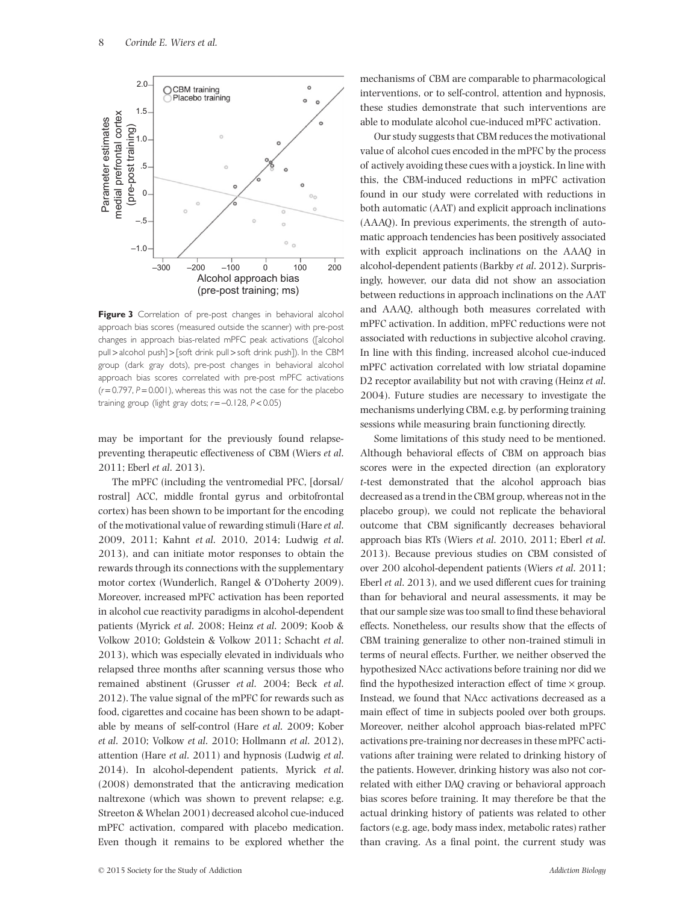**Figure 3** Correlation of pre-post changes in behavioral alcohol approach bias scores (measured outside the scanner) with pre-post changes in approach bias-related mPFC peak activations ([alcohol pull > alcohol push] > [soft drink pull > soft drink push]). In the CBM group (dark gray dots), pre-post changes in behavioral alcohol approach bias scores correlated with pre-post mPFC activations ($r = 0.797$, $P = 0.001$), whereas this was not the case for the placebo training group (light gray dots; $r = -0.128$, $P < 0.05$)

may be important for the previously found relapse-preventing therapeutic effectiveness of CBM (Wiers *et al.* 2011; Eberl *et al.* 2013).

The mPFC (including the ventromedial PFC, [dorsal/rostral] ACC, middle frontal gyrus and orbitofrontal cortex) has been shown to be important for the encoding of the motivational value of rewarding stimuli (Hare *et al.* 2009, 2011; Kahnt *et al.* 2010, 2014; Ludwig *et al.* 2013), and can initiate motor responses to obtain the rewards through its connections with the supplementary motor cortex (Wunderlich, Rangel & O'Doherty 2009). Moreover, increased mPFC activation has been reported in alcohol cue reactivity paradigms in alcohol-dependent patients (Myrick *et al.* 2008; Heinz *et al.* 2009; Koob & Volkow 2010; Goldstein & Volkow 2011; Schacht *et al.* 2013), which was especially elevated in individuals who relapsed three months after scanning versus those who remained abstinent (Grusser *et al.* 2004; Beck *et al.* 2012). The value signal of the mPFC for rewards such as food, cigarettes and cocaine has been shown to be adaptable by means of self-control (Hare *et al.* 2009; Kober *et al.* 2010; Volkow *et al.* 2010; Hollmann *et al.* 2012), attention (Hare *et al.* 2011) and hypnosis (Ludwig *et al.* 2014). In alcohol-dependent patients, Myrick *et al.* (2008) demonstrated that the anticraving medication naltrexone (which was shown to prevent relapse; e.g. Streeton & Whelan 2001) decreased alcohol cue-induced mPFC activation, compared with placebo medication. Even though it remains to be explored whether the mechanisms of CBM are comparable to pharmacological interventions, or to self-control, attention and hypnosis, these studies demonstrate that such interventions are able to modulate alcohol cue-induced mPFC activation.

Our study suggests that CBM reduces the motivational value of alcohol cues encoded in the mPFC by the process of actively avoiding these cues with a joystick. In line with this, the CBM-induced reductions in mPFC activation found in our study were correlated with reductions in both automatic (AAT) and explicit approach inclinations (AAAQ). In previous experiments, the strength of automatic approach tendencies has been positively associated with explicit approach inclinations on the AAAQ in alcohol-dependent patients (Barkby *et al.* 2012). Surprisingly, however, our data did not show an association between reductions in approach inclinations on the AAT and AAAQ, although both measures correlated with mPFC activation. In addition, mPFC reductions were not associated with reductions in subjective alcohol craving. In line with this finding, increased alcohol cue-induced mPFC activation correlated with low striatal dopamine D2 receptor availability but not with craving (Heinz *et al.* 2004). Future studies are necessary to investigate the mechanisms underlying CBM, e.g. by performing training sessions while measuring brain functioning directly.

Some limitations of this study need to be mentioned. Although behavioral effects of CBM on approach bias scores were in the expected direction (an exploratory *t*-test demonstrated that the alcohol approach bias decreased as a trend in the CBM group, whereas not in the placebo group), we could not replicate the behavioral outcome that CBM significantly decreases behavioral approach bias RTs (Wiers *et al.* 2010, 2011; Eberl *et al.* 2013). Because previous studies on CBM consisted of over 200 alcohol-dependent patients (Wiers *et al.* 2011; Eberl *et al.* 2013), and we used different cues for training than for behavioral and neural assessments, it may be that our sample size was too small to find these behavioral effects. Nonetheless, our results show that the effects of CBM training generalize to other non-trained stimuli in terms of neural effects. Further, we neither observed the hypothesized NAcc activations before training nor did we find the hypothesized interaction effect of time × group. Instead, we found that NAcc activations decreased as a main effect of time in subjects pooled over both groups. Moreover, neither alcohol approach bias-related mPFC activations pre-training nor decreases in these mPFC activations after training were related to drinking history of the patients. However, drinking history was also not correlated with either DAQ craving or behavioral approach bias scores before training. It may therefore be that the actual drinking history of patients was related to other factors (e.g. age, body mass index, metabolic rates) rather than craving. As a final point, the current study was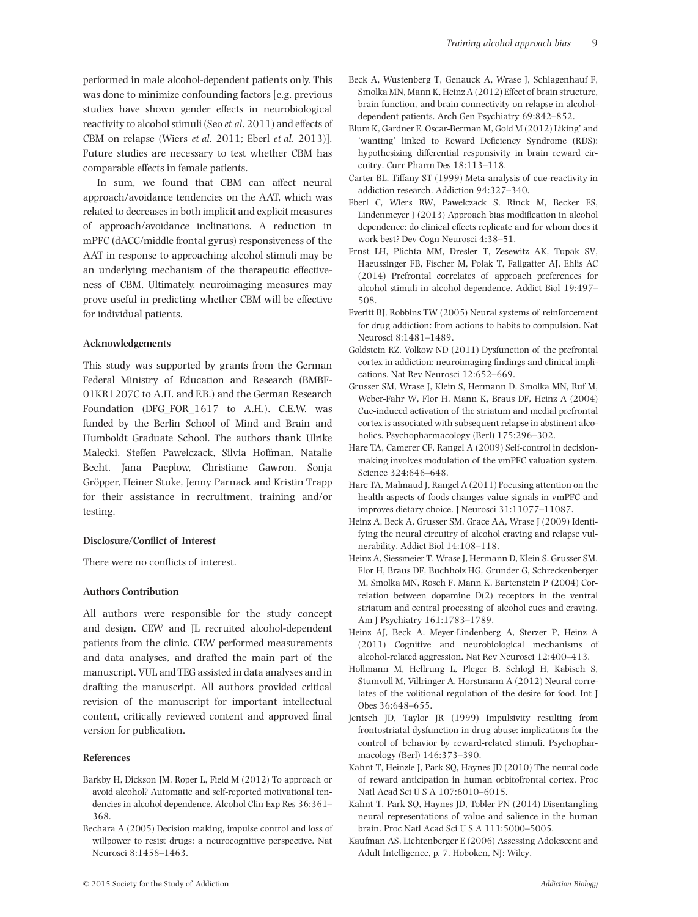performed in male alcohol-dependent patients only. This was done to minimize confounding factors [e.g. previous studies have shown gender effects in neurobiological reactivity to alcohol stimuli (Seo *et al.* 2011) and effects of CBM on relapse (Wiers *et al.* 2011; Eberl *et al.* 2013)]. Future studies are necessary to test whether CBM has comparable effects in female patients.

In sum, we found that CBM can affect neural approach/avoidance tendencies on the AAT, which was related to decreases in both implicit and explicit measures of approach/avoidance inclinations. A reduction in mPFC (dACC/middle frontal gyrus) responsiveness of the AAT in response to approaching alcohol stimuli may be an underlying mechanism of the therapeutic effectiveness of CBM. Ultimately, neuroimaging measures may prove useful in predicting whether CBM will be effective for individual patients.

### Acknowledgements

This study was supported by grants from the German Federal Ministry of Education and Research (BMBF-01KR1207C to A.H. and F.B.) and the German Research Foundation (DFG_FOR_1617 to A.H.). C.E.W. was funded by the Berlin School of Mind and Brain and Humboldt Graduate School. The authors thank Ulrike Malecki, Steffen Pawelczack, Silvia Hoffman, Natalie Becht, Jana Paeplow, Christiane Gawron, Sonja Gröpper, Heiner Stuke, Jenny Parnack and Kristin Trapp for their assistance in recruitment, training and/or testing.

### Disclosure/Conflict of Interest

There were no conflicts of interest.

### Authors Contribution

All authors were responsible for the study concept and design. CEW and JL recruited alcohol-dependent patients from the clinic. CEW performed measurements and data analyses, and drafted the main part of the manuscript. VUL and TEG assisted in data analyses and in drafting the manuscript. All authors provided critical revision of the manuscript for important intellectual content, critically reviewed content and approved final version for publication.

### References

Barkby H, Dickson JM, Roper L, Field M (2012) To approach or avoid alcohol? Automatic and self-reported motivational tendencies in alcohol dependence. Alcohol Clin Exp Res 36:361–368.

Bechara A (2005) Decision making, impulse control and loss of willpower to resist drugs: a neurocognitive perspective. Nat Neurosci 8:1458–1463.

Beck A, Wustenberg T, Genauck A, Wrase J, Schlagenhauf F, Smolka MN, Mann K, Heinz A (2012) Effect of brain structure, brain function, and brain connectivity on relapse in alcohol-dependent patients. Arch Gen Psychiatry 69:842–852.

Blum K, Gardner E, Oscar-Berman M, Gold M (2012) Liking' and 'wanting' linked to Reward Deficiency Syndrome (RDS): hypothesizing differential responsivity in brain reward circuitry. Curr Pharm Des 18:113–118.

Carter BL, Tiffany ST (1999) Meta-analysis of cue-reactivity in addiction research. Addiction 94:327–340.

Eberl C, Wiers RW, Pawelczack S, Rinck M, Becker ES, Lindenmeyer J (2013) Approach bias modification in alcohol dependence: do clinical effects replicate and for whom does it work best? Dev Cogn Neurosci 4:38–51.

Ernst LH, Plichta MM, Dresler T, Zesewitz AK, Tupak SV, Haeussinger FB, Fischer M, Polak T, Fallgatter AJ, Ehlis AC (2014) Prefrontal correlates of approach preferences for alcohol stimuli in alcohol dependence. Addict Biol 19:497–508.

Everitt BJ, Robbins TW (2005) Neural systems of reinforcement for drug addiction: from actions to habits to compulsion. Nat Neurosci 8:1481–1489.

Goldstein RZ, Volkow ND (2011) Dysfunction of the prefrontal cortex in addiction: neuroimaging findings and clinical implications. Nat Rev Neurosci 12:652–669.

Grusser SM, Wrase J, Klein S, Hermann D, Smolka MN, Ruf M, Weber-Fahr W, Flor H, Mann K, Braus DF, Heinz A (2004) Cue-induced activation of the striatum and medial prefrontal cortex is associated with subsequent relapse in abstinent alcoholics. Psychopharmacology (Berl) 175:296–302.

Hare TA, Camerer CF, Rangel A (2009) Self-control in decision-making involves modulation of the vmPFC valuation system. Science 324:646–648.

Hare TA, Malmaud J, Rangel A (2011) Focusing attention on the health aspects of foods changes value signals in vmPFC and improves dietary choice. J Neurosci 31:11077–11087.

Heinz A, Beck A, Grusser SM, Grace AA, Wrase J (2009) Identifying the neural circuitry of alcohol craving and relapse vulnerability. Addict Biol 14:108–118.

Heinz A, Siessmeier T, Wrase J, Hermann D, Klein S, Grusser SM, Flor H, Braus DF, Buchholz HG, Grunder G, Schreckenberger M, Smolka MN, Rosch F, Mann K, Bartenstein P (2004) Correlation between dopamine D(2) receptors in the ventral striatum and central processing of alcohol cues and craving. Am J Psychiatry 161:1783–1789.

Heinz AJ, Beck A, Meyer-Lindenberg A, Sterzer P, Heinz A (2011) Cognitive and neurobiological mechanisms of alcohol-related aggression. Nat Rev Neurosci 12:400–413.

Hollmann M, Hellrung L, Pleger B, Schlogl H, Kabisch S, Stumvoll M, Villringer A, Horstmann A (2012) Neural correlates of the volitional regulation of the desire for food. Int J Obes 36:648–655.

Jentsch JD, Taylor JR (1999) Impulsivity resulting from frontostriatal dysfunction in drug abuse: implications for the control of behavior by reward-related stimuli. Psychopharmacology (Berl) 146:373–390.

Kahnt T, Heinzle J, Park SQ, Haynes JD (2010) The neural code of reward anticipation in human orbitofrontal cortex. Proc Natl Acad Sci U S A 107:6010–6015.

Kahnt T, Park SQ, Haynes JD, Tobler PN (2014) Disentangling neural representations of value and salience in the human brain. Proc Natl Acad Sci U S A 111:5000–5005.

Kaufman AS, Lichtenberger E (2006) Assessing Adolescent and Adult Intelligence, p. 7. Hoboken, NJ: Wiley.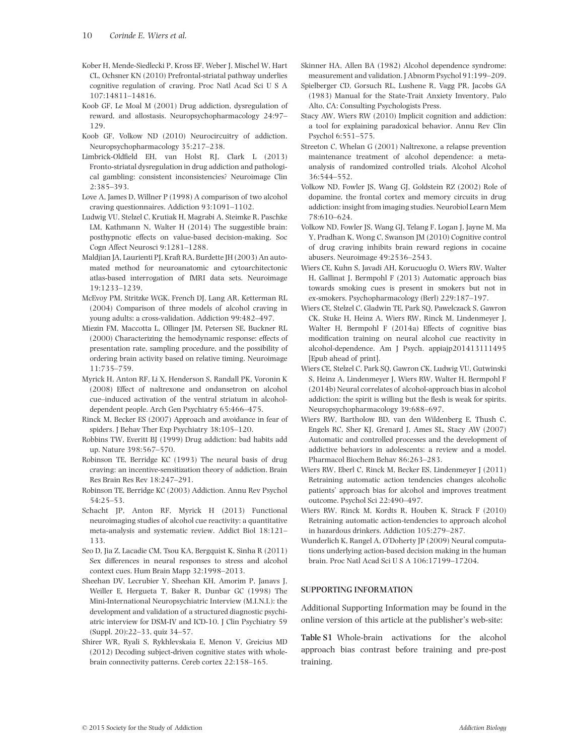Kober H, Mende-Siedlecki P, Kross EF, Weber J, Mischel W, Hart CL, Ochsner KN (2010) Prefrontal-striatal pathway underlies cognitive regulation of craving. Proc Natl Acad Sci U S A 107:14811–14816.

Koob GF, Le Moal M (2001) Drug addiction, dysregulation of reward, and allostasis. Neuropsychopharmacology 24:97–129.

Koob GF, Volkow ND (2010) Neurocircuitry of addiction. Neuropsychopharmacology 35:217–238.

Limbrick-Oldfield EH, van Holst RJ, Clark L (2013) Fronto-striatal dysregulation in drug addiction and pathological gambling: consistent inconsistencies? Neuroimage Clin 2:385–393.

Love A, James D, Willner P (1998) A comparison of two alcohol craving questionnaires. Addiction 93:1091–1102.

Ludwig VU, Stelzel C, Krutiak H, Magrabi A, Steimke R, Paschke LM, Kathmann N, Walter H (2014) The suggestible brain: posthypnotic effects on value-based decision-making. Soc Cogn Affect Neurosci 9:1281–1288.

Maldjian JA, Laurienti PJ, Kraft RA, Burdette JH (2003) An automated method for neuroanatomic and cytoarchitectonic atlas-based interrogation of fMRI data sets. Neuroimage 19:1233–1239.

McEvoy PM, Stritzke WGK, French DJ, Lang AR, Ketterman RL (2004) Comparison of three models of alcohol craving in young adults: a cross-validation. Addiction 99:482–497.

Miezin FM, Maccotta L, Ollinger JM, Petersen SE, Buckner RL (2000) Characterizing the hemodynamic response: effects of presentation rate, sampling procedure, and the possibility of ordering brain activity based on relative timing. Neuroimage 11:735–759.

Myrick H, Anton RF, Li X, Henderson S, Randall PK, Voronin K (2008) Effect of naltrexone and ondansetron on alcohol cue–induced activation of the ventral striatum in alcohol-dependent people. Arch Gen Psychiatry 65:466–475.

Rinck M, Becker ES (2007) Approach and avoidance in fear of spiders. J Behav Ther Exp Psychiatry 38:105–120.

Robbins TW, Everitt BJ (1999) Drug addiction: bad habits add up. Nature 398:567–570.

Robinson TE, Berridge KC (1993) The neural basis of drug craving: an incentive-sensitization theory of addiction. Brain Res Brain Res Rev 18:247–291.

Robinson TE, Berridge KC (2003) Addiction. Annu Rev Psychol 54:25–53.

Schacht JP, Anton RF, Myrick H (2013) Functional neuroimaging studies of alcohol cue reactivity: a quantitative meta-analysis and systematic review. Addict Biol 18:121–133.

Seo D, Jia Z, Lacadie CM, Tsou KA, Bergquist K, Sinha R (2011) Sex differences in neural responses to stress and alcohol context cues. Hum Brain Mapp 32:1998–2013.

Sheehan DV, Lecrubier Y, Sheehan KH, Amorim P, Janavs J, Weiller E, Hergueta T, Baker R, Dunbar GC (1998) The Mini-International Neuropsychiatric Interview (M.I.N.I.): the development and validation of a structured diagnostic psychiatric interview for DSM-IV and ICD-10. J Clin Psychiatry 59 (Suppl. 20):22–33, quiz 34–57.

Shirer WR, Ryali S, Rykhlevskaia E, Menon V, Greicius MD (2012) Decoding subject-driven cognitive states with whole-brain connectivity patterns. Cereb cortex 22:158–165.

Skinner HA, Allen BA (1982) Alcohol dependence syndrome: measurement and validation. J Abnorm Psychol 91:199–209.

Spielberger CD, Gorsuch RL, Lushene R, Vagg PR, Jacobs GA (1983) Manual for the State-Trait Anxiety Inventory, Palo Alto, CA: Consulting Psychologists Press.

Stacy AW, Wiers RW (2010) Implicit cognition and addiction: a tool for explaining paradoxical behavior. Annu Rev Clin Psychol 6:551–575.

Streeton C, Whelan G (2001) Naltrexone, a relapse prevention maintenance treatment of alcohol dependence: a meta-analysis of randomized controlled trials. Alcohol Alcohol 36:544–552.

Volkow ND, Fowler JS, Wang GJ, Goldstein RZ (2002) Role of dopamine, the frontal cortex and memory circuits in drug addiction: insight from imaging studies. Neurobiol Learn Mem 78:610–624.

Volkow ND, Fowler JS, Wang GJ, Telang F, Logan J, Jayne M, Ma Y, Pradhan K, Wong C, Swanson JM (2010) Cognitive control of drug craving inhibits brain reward regions in cocaine abusers. Neuroimage 49:2536–2543.

Wiers CE, Kuhn S, Javadi AH, Korucuoglu O, Wiers RW, Walter H, Gallinat J, Bermpohl F (2013) Automatic approach bias towards smoking cues is present in smokers but not in ex-smokers. Psychopharmacology (Berl) 229:187–197.

Wiers CE, Stelzel C, Gladwin TE, Park SQ, Pawelczack S, Gawron CK, Stuke H, Heinz A, Wiers RW, Rinck M, Lindenmeyer J, Walter H, Bermpohl F (2014a) Effects of cognitive bias modification training on neural alcohol cue reactivity in alcohol-dependence. Am J Psych. appiajp201413111495 [Epub ahead of print].

Wiers CE, Stelzel C, Park SQ, Gawron CK, Ludwig VU, Gutwinski S, Heinz A, Lindenmeyer J, Wiers RW, Walter H, Bermpohl F (2014b) Neural correlates of alcohol-approach bias in alcohol addiction: the spirit is willing but the flesh is weak for spirits. Neuropsychopharmacology 39:688–697.

Wiers RW, Bartholow BD, van den Wildenberg E, Thush C, Engels RC, Sher KJ, Grenard J, Ames SL, Stacy AW (2007) Automatic and controlled processes and the development of addictive behaviors in adolescents: a review and a model. Pharmacol Biochem Behav 86:263–283.

Wiers RW, Eberl C, Rinck M, Becker ES, Lindenmeyer J (2011) Retraining automatic action tendencies changes alcoholic patients' approach bias for alcohol and improves treatment outcome. Psychol Sci 22:490–497.

Wiers RW, Rinck M, Kordts R, Houben K, Strack F (2010) Retraining automatic action-tendencies to approach alcohol in hazardous drinkers. Addiction 105:279–287.

Wunderlich K, Rangel A, O'Doherty JP (2009) Neural computations underlying action-based decision making in the human brain. Proc Natl Acad Sci U S A 106:17199–17204.

## SUPPORTING INFORMATION

Additional Supporting Information may be found in the online version of this article at the publisher's web-site:

**Table S1** Whole-brain activations for the alcohol approach bias contrast before training and pre-post training.